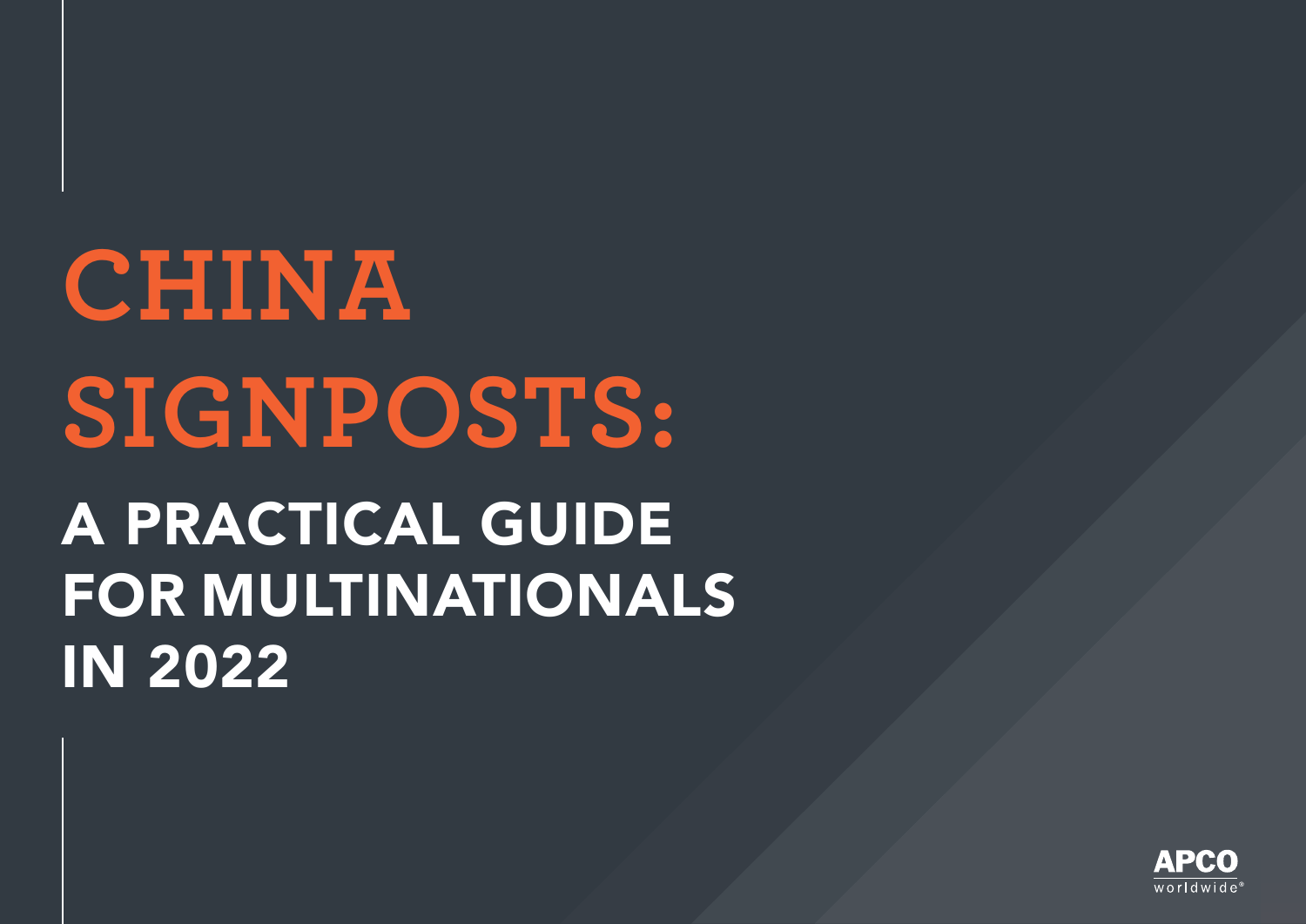# CHINA SIGNPOSTS:

## A PRACTICAL GUIDE FOR MULTINATIONALS IN 2022

APCO worldwide®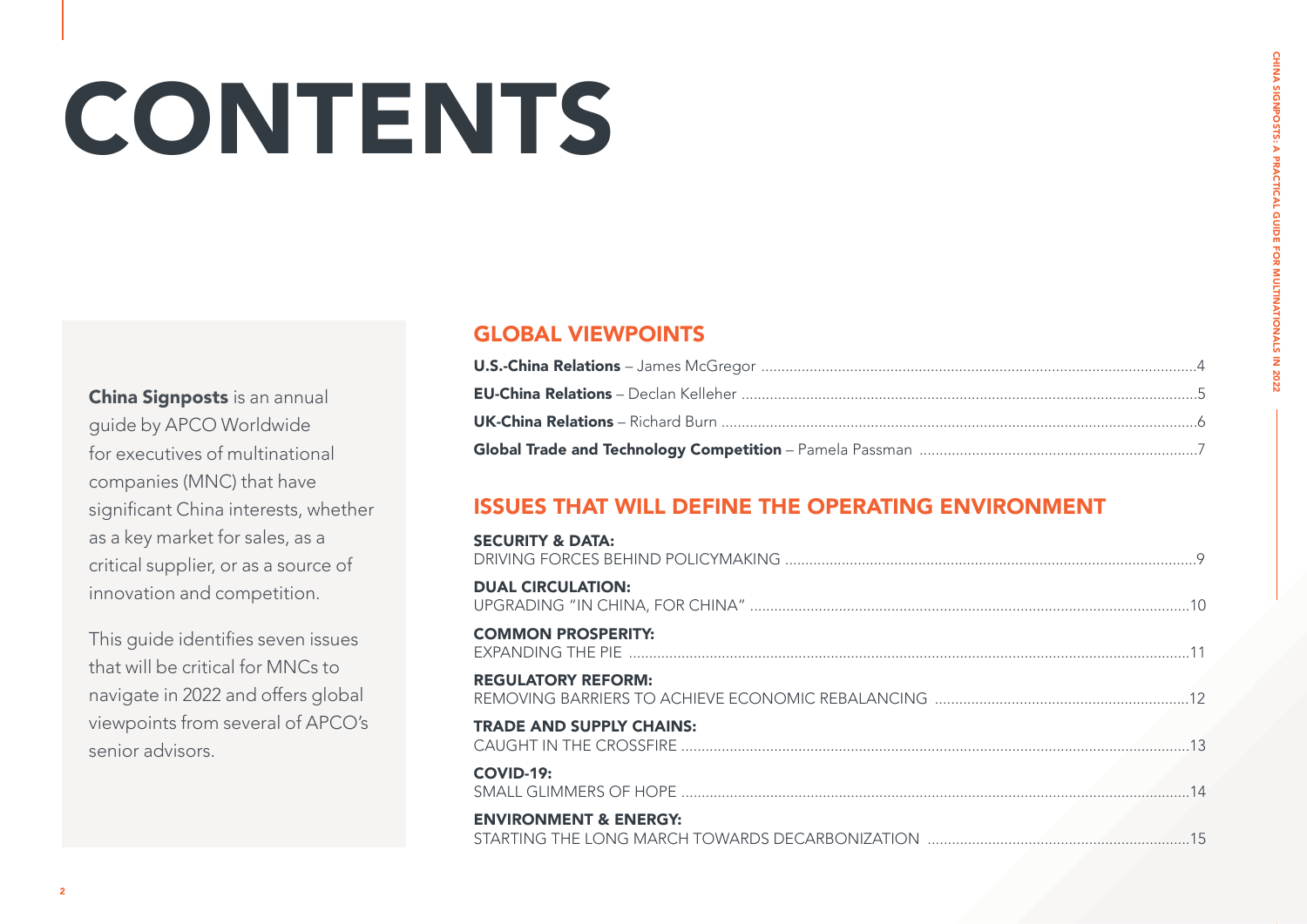# CONTENTS

**China Signposts** is an annual guide by APCO Worldwide for executives of multinational companies (MNC) that have significant China interests, whether as a key market for sales, as a critical supplier, or as a source of innovation and competition.

This guide identifies seven issues that will be critical for MNCs to navigate in 2022 and offers global viewpoints from several of APCO's senior advisors.

## GLOBAL VIEWPOINTS

**U.S.-China Relations** – James McGregor ..... 4

**EU-China Relations** – Declan Kelleher ..... 5

**UK-China Relations** – Richard Burn ..... 6

**Global Trade and Technology Competition** – Pamela Passman ..... 7

## ISSUES THAT WILL DEFINE THE OPERATING ENVIRONMENT

**SECURITY & DATA:**
DRIVING FORCES BEHIND POLICYMAKING ..... 9

**DUAL CIRCULATION:**
UPGRADING "IN CHINA, FOR CHINA" ..... 10

**COMMON PROSPERITY:**
EXPANDING THE PIE ..... 11

**REGULATORY REFORM:**
REMOVING BARRIERS TO ACHIEVE ECONOMIC REBALANCING ..... 12

**TRADE AND SUPPLY CHAINS:**
CAUGHT IN THE CROSSFIRE ..... 13

**COVID-19:**
SMALL GLIMMERS OF HOPE ..... 14

**ENVIRONMENT & ENERGY:**
STARTING THE LONG MARCH TOWARDS DECARBONIZATION ..... 15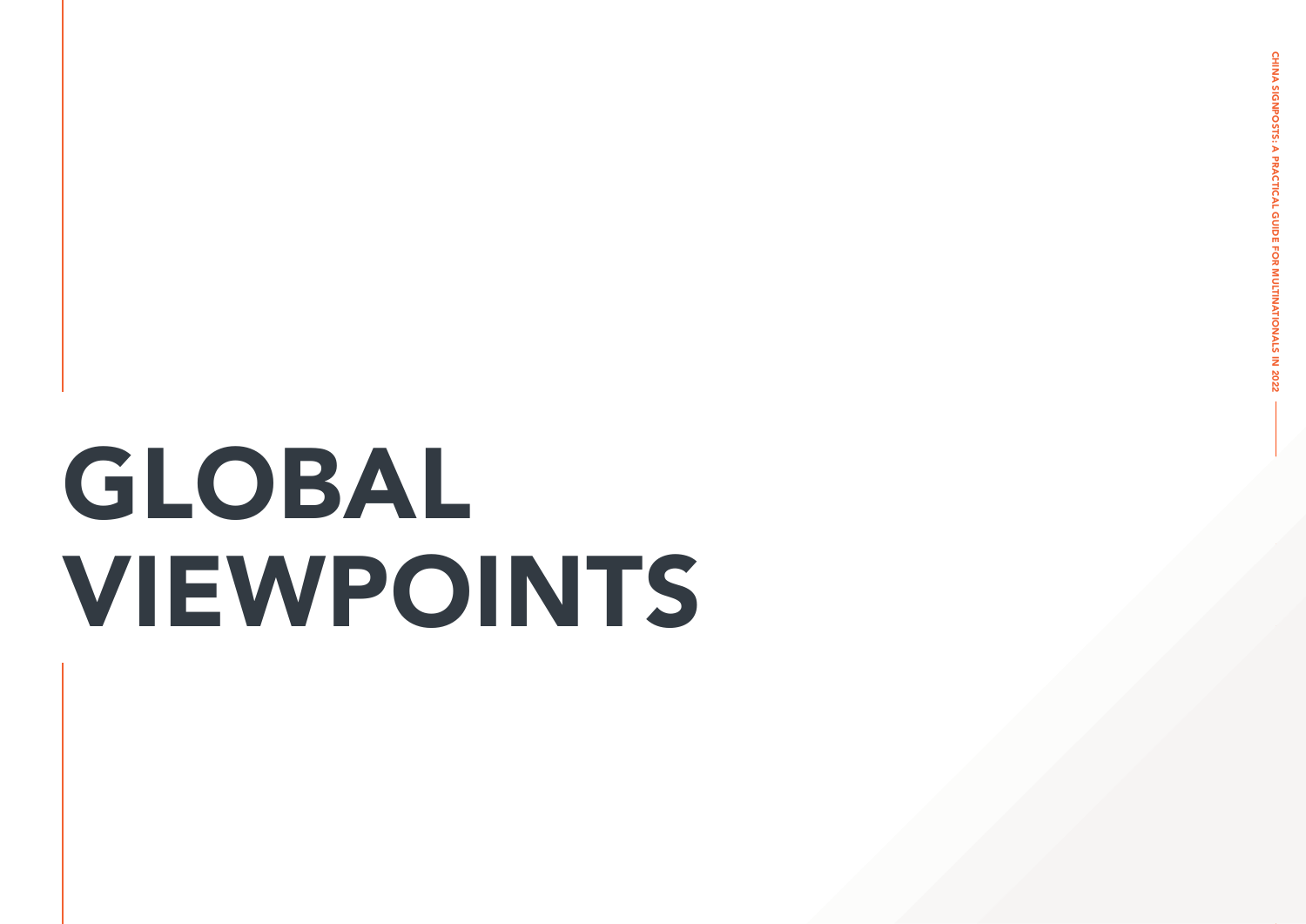# GLOBAL VIEWPOINTS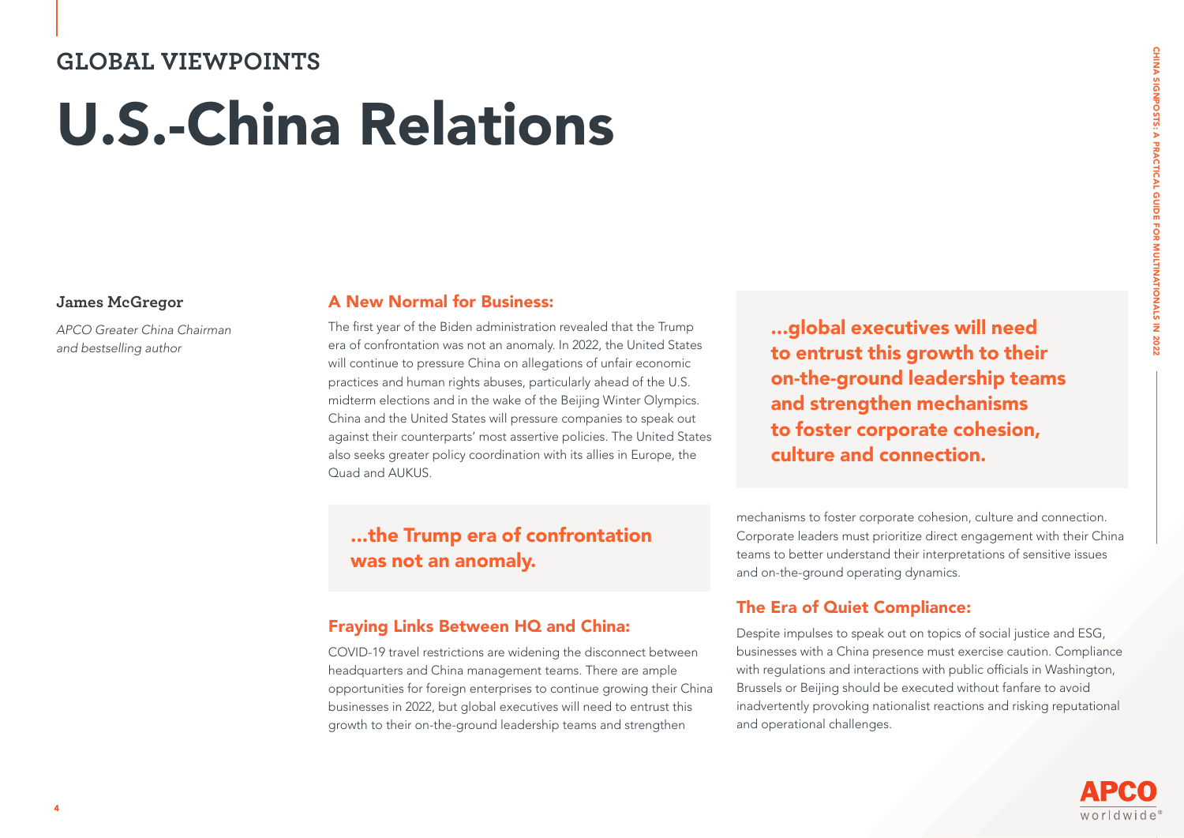## GLOBAL VIEWPOINTS

# U.S.-China Relations

**James McGregor**

*APCO Greater China Chairman and bestselling author*

### A New Normal for Business:

The first year of the Biden administration revealed that the Trump era of confrontation was not an anomaly. In 2022, the United States will continue to pressure China on allegations of unfair economic practices and human rights abuses, particularly ahead of the U.S. midterm elections and in the wake of the Beijing Winter Olympics. China and the United States will pressure companies to speak out against their counterparts' most assertive policies. The United States also seeks greater policy coordination with its allies in Europe, the Quad and AUKUS.

> **...the Trump era of confrontation was not an anomaly.**

### Fraying Links Between HQ and China:

COVID-19 travel restrictions are widening the disconnect between headquarters and China management teams. There are ample opportunities for foreign enterprises to continue growing their China businesses in 2022, but global executives will need to entrust this growth to their on-the-ground leadership teams and strengthen mechanisms to foster corporate cohesion, culture and connection. Corporate leaders must prioritize direct engagement with their China teams to better understand their interpretations of sensitive issues and on-the-ground operating dynamics.

> **...global executives will need to entrust this growth to their on-the-ground leadership teams and strengthen mechanisms to foster corporate cohesion, culture and connection.**

### The Era of Quiet Compliance:

Despite impulses to speak out on topics of social justice and ESG, businesses with a China presence must exercise caution. Compliance with regulations and interactions with public officials in Washington, Brussels or Beijing should be executed without fanfare to avoid inadvertently provoking nationalist reactions and risking reputational and operational challenges.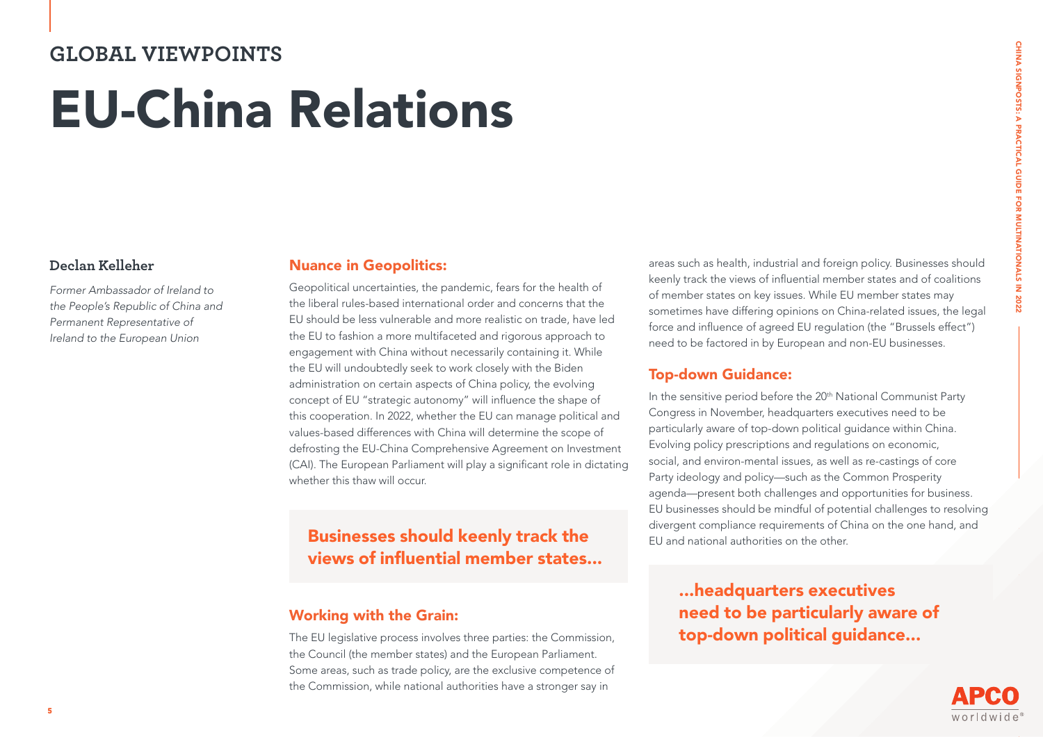## GLOBAL VIEWPOINTS

# EU-China Relations

**Declan Kelleher**

*Former Ambassador of Ireland to the People's Republic of China and Permanent Representative of Ireland to the European Union*

### Nuance in Geopolitics:

Geopolitical uncertainties, the pandemic, fears for the health of the liberal rules-based international order and concerns that the EU should be less vulnerable and more realistic on trade, have led the EU to fashion a more multifaceted and rigorous approach to engagement with China without necessarily containing it. While the EU will undoubtedly seek to work closely with the Biden administration on certain aspects of China policy, the evolving concept of EU "strategic autonomy" will influence the shape of this cooperation. In 2022, whether the EU can manage political and values-based differences with China will determine the scope of defrosting the EU-China Comprehensive Agreement on Investment (CAI). The European Parliament will play a significant role in dictating whether this thaw will occur.

> **Businesses should keenly track the views of influential member states...**

### Working with the Grain:

The EU legislative process involves three parties: the Commission, the Council (the member states) and the European Parliament. Some areas, such as trade policy, are the exclusive competence of the Commission, while national authorities have a stronger say in areas such as health, industrial and foreign policy. Businesses should keenly track the views of influential member states and of coalitions of member states on key issues. While EU member states may sometimes have differing opinions on China-related issues, the legal force and influence of agreed EU regulation (the "Brussels effect") need to be factored in by European and non-EU businesses.

### Top-down Guidance:

In the sensitive period before the 20th National Communist Party Congress in November, headquarters executives need to be particularly aware of top-down political guidance within China. Evolving policy prescriptions and regulations on economic, social, and environ-mental issues, as well as re-castings of core Party ideology and policy—such as the Common Prosperity agenda—present both challenges and opportunities for business. EU businesses should be mindful of potential challenges to resolving divergent compliance requirements of China on the one hand, and EU and national authorities on the other.

> **...headquarters executives need to be particularly aware of top-down political guidance...**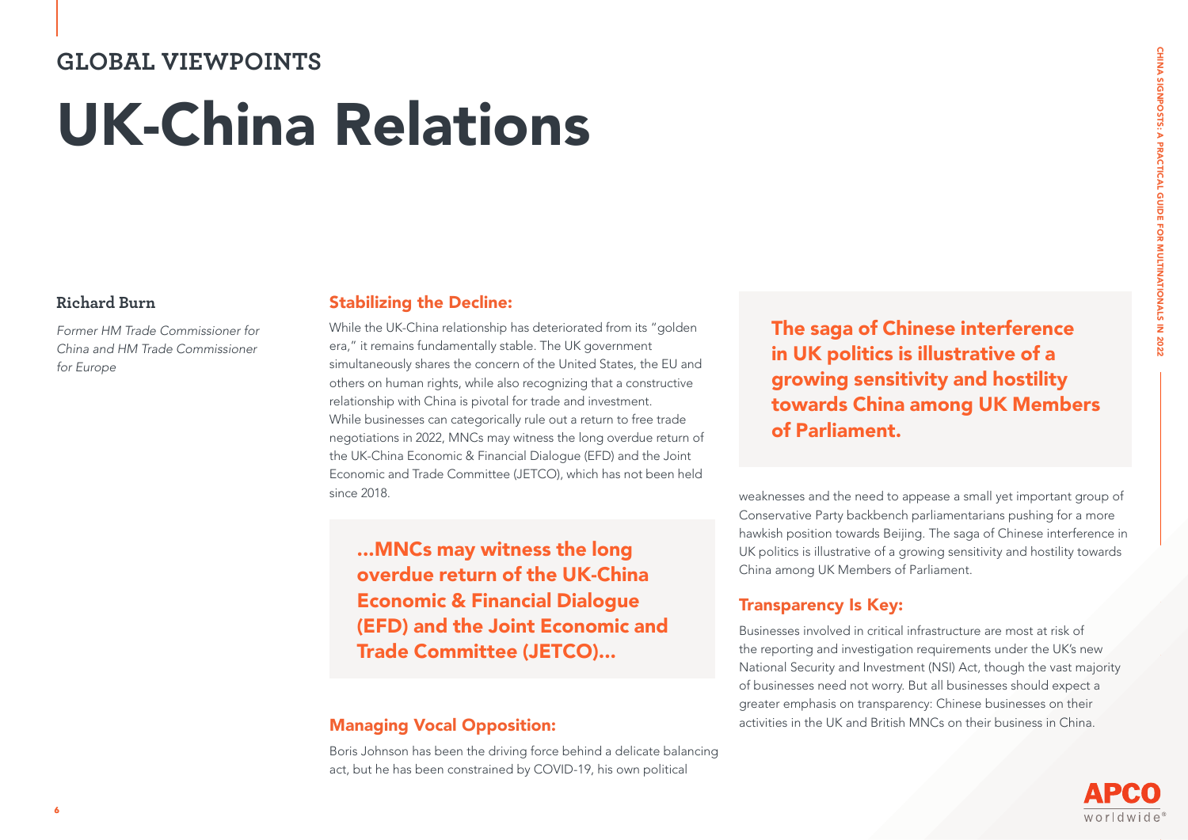## GLOBAL VIEWPOINTS

# UK-China Relations

**Richard Burn**

*Former HM Trade Commissioner for China and HM Trade Commissioner for Europe*

### Stabilizing the Decline:

While the UK-China relationship has deteriorated from its "golden era," it remains fundamentally stable. The UK government simultaneously shares the concern of the United States, the EU and others on human rights, while also recognizing that a constructive relationship with China is pivotal for trade and investment. While businesses can categorically rule out a return to free trade negotiations in 2022, MNCs may witness the long overdue return of the UK-China Economic & Financial Dialogue (EFD) and the Joint Economic and Trade Committee (JETCO), which has not been held since 2018.

> **...MNCs may witness the long overdue return of the UK-China Economic & Financial Dialogue (EFD) and the Joint Economic and Trade Committee (JETCO)...**

### Managing Vocal Opposition:

Boris Johnson has been the driving force behind a delicate balancing act, but he has been constrained by COVID-19, his own political weaknesses and the need to appease a small yet important group of Conservative Party backbench parliamentarians pushing for a more hawkish position towards Beijing. The saga of Chinese interference in UK politics is illustrative of a growing sensitivity and hostility towards China among UK Members of Parliament.

> **The saga of Chinese interference in UK politics is illustrative of a growing sensitivity and hostility towards China among UK Members of Parliament.**

### Transparency Is Key:

Businesses involved in critical infrastructure are most at risk of the reporting and investigation requirements under the UK's new National Security and Investment (NSI) Act, though the vast majority of businesses need not worry. But all businesses should expect a greater emphasis on transparency: Chinese businesses on their activities in the UK and British MNCs on their business in China.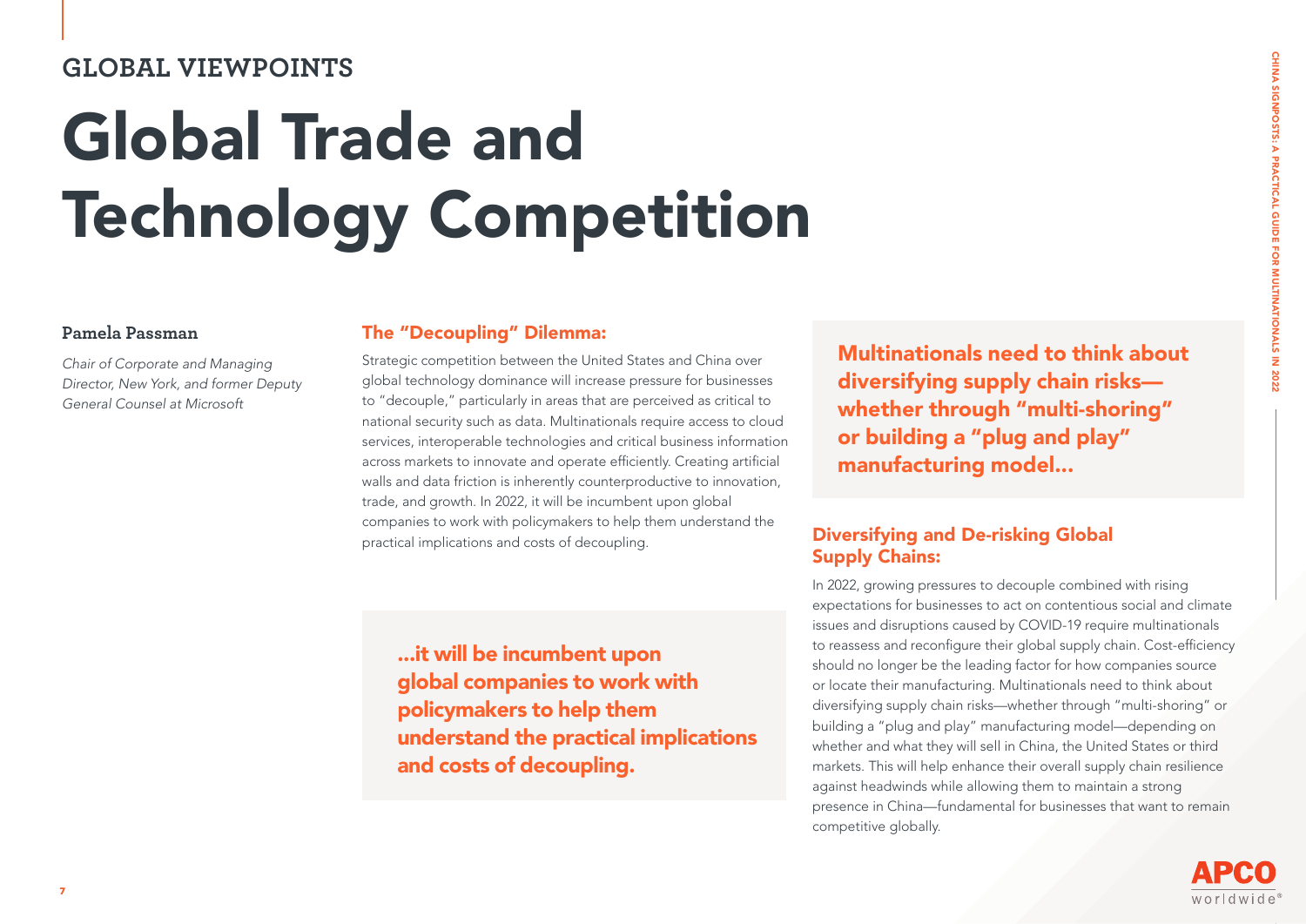GLOBAL VIEWPOINTS

# Global Trade and Technology Competition

**Pamela Passman**

*Chair of Corporate and Managing Director, New York, and former Deputy General Counsel at Microsoft*

## The "Decoupling" Dilemma:

Strategic competition between the United States and China over global technology dominance will increase pressure for businesses to "decouple," particularly in areas that are perceived as critical to national security such as data. Multinationals require access to cloud services, interoperable technologies and critical business information across markets to innovate and operate efficiently. Creating artificial walls and data friction is inherently counterproductive to innovation, trade, and growth. In 2022, it will be incumbent upon global companies to work with policymakers to help them understand the practical implications and costs of decoupling.

> **...it will be incumbent upon global companies to work with policymakers to help them understand the practical implications and costs of decoupling.**

> **Multinationals need to think about diversifying supply chain risks—whether through "multi-shoring" or building a "plug and play" manufacturing model...**

## Diversifying and De-risking Global Supply Chains:

In 2022, growing pressures to decouple combined with rising expectations for businesses to act on contentious social and climate issues and disruptions caused by COVID-19 require multinationals to reassess and reconfigure their global supply chain. Cost-efficiency should no longer be the leading factor for how companies source or locate their manufacturing. Multinationals need to think about diversifying supply chain risks—whether through "multi-shoring" or building a "plug and play" manufacturing model—depending on whether and what they will sell in China, the United States or third markets. This will help enhance their overall supply chain resilience against headwinds while allowing them to maintain a strong presence in China—fundamental for businesses that want to remain competitive globally.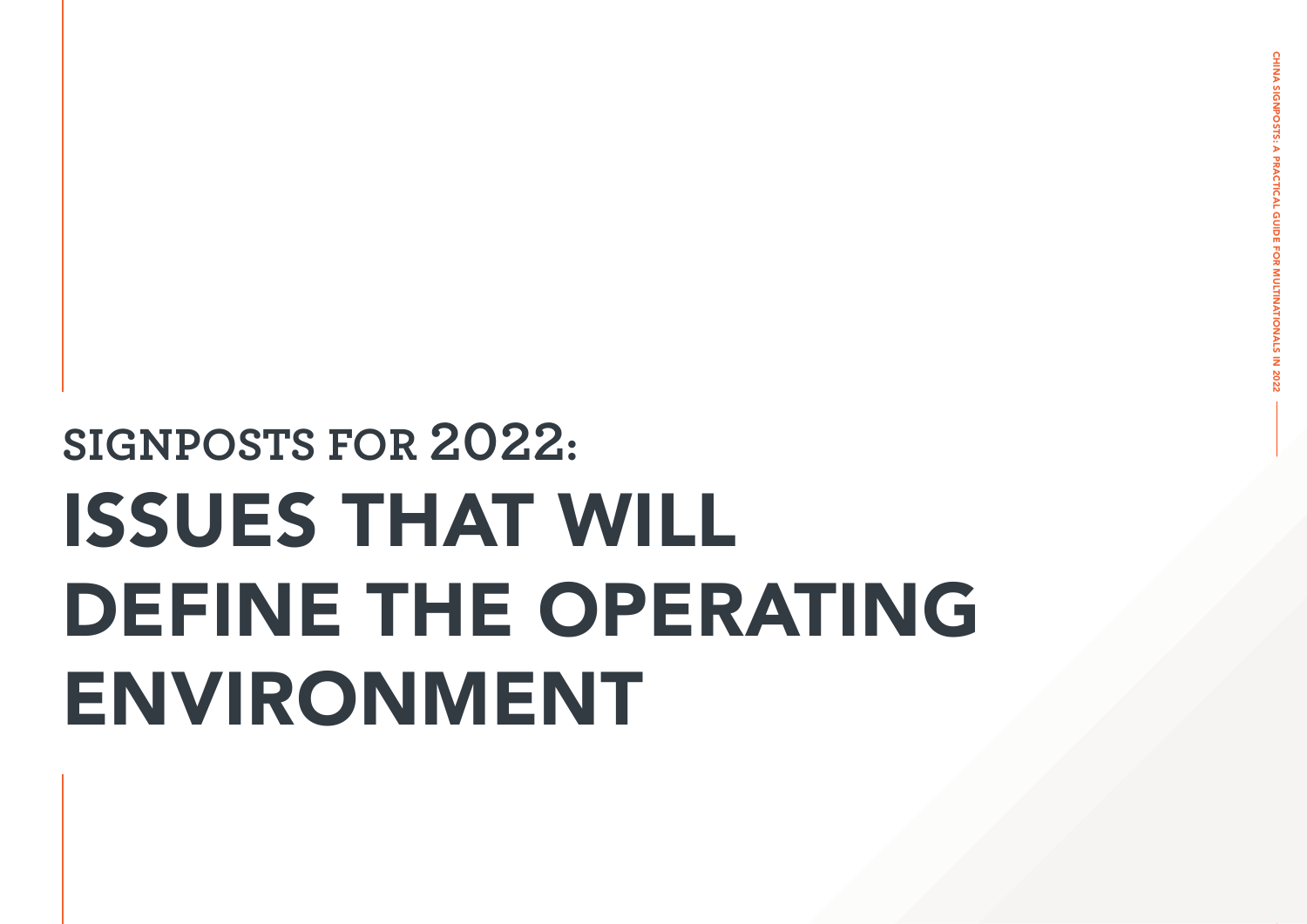# SIGNPOSTS FOR 2022: ISSUES THAT WILL DEFINE THE OPERATING ENVIRONMENT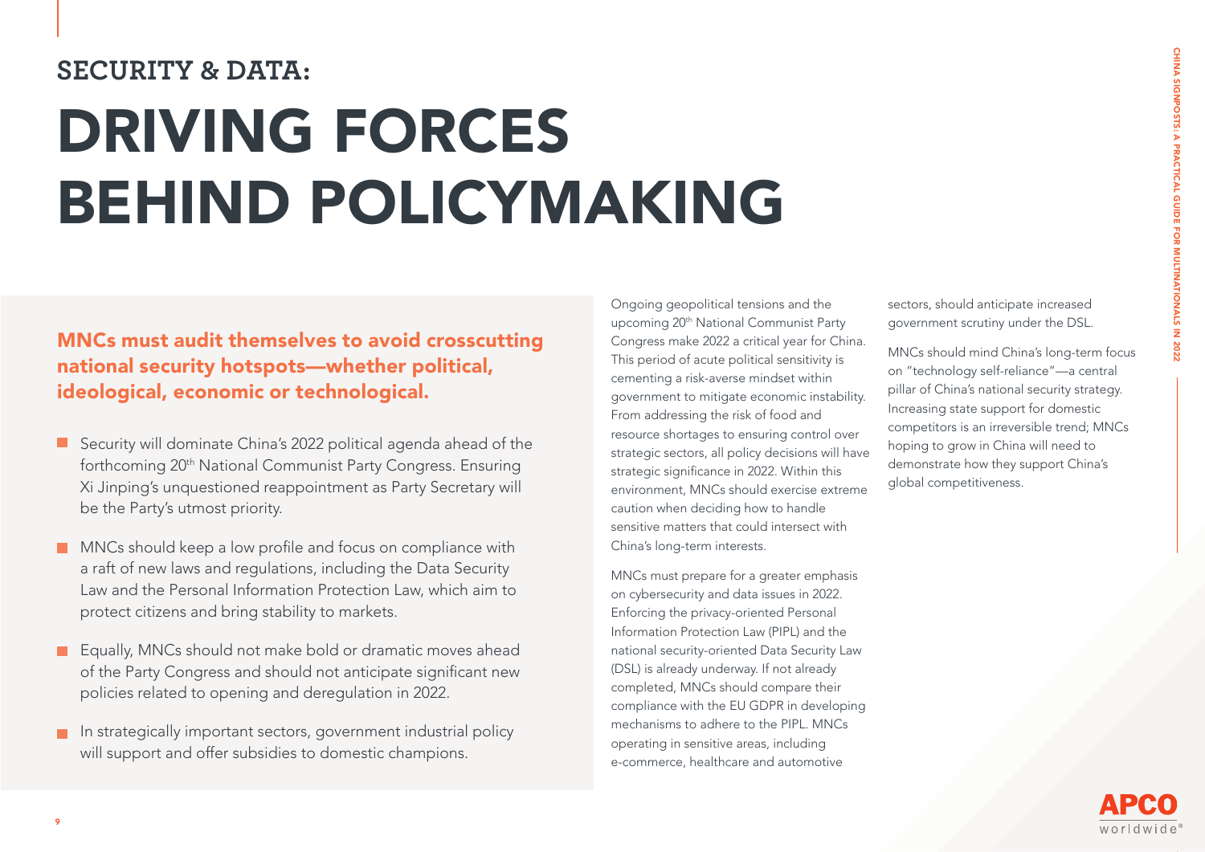## SECURITY & DATA:

# DRIVING FORCES BEHIND POLICYMAKING

**MNCs must audit themselves to avoid crosscutting national security hotspots—whether political, ideological, economic or technological.**

- Security will dominate China's 2022 political agenda ahead of the forthcoming 20th National Communist Party Congress. Ensuring Xi Jinping's unquestioned reappointment as Party Secretary will be the Party's utmost priority.
- MNCs should keep a low profile and focus on compliance with a raft of new laws and regulations, including the Data Security Law and the Personal Information Protection Law, which aim to protect citizens and bring stability to markets.
- Equally, MNCs should not make bold or dramatic moves ahead of the Party Congress and should not anticipate significant new policies related to opening and deregulation in 2022.
- In strategically important sectors, government industrial policy will support and offer subsidies to domestic champions.

Ongoing geopolitical tensions and the upcoming 20th National Communist Party Congress make 2022 a critical year for China. This period of acute political sensitivity is cementing a risk-averse mindset within government to mitigate economic instability. From addressing the risk of food and resource shortages to ensuring control over strategic sectors, all policy decisions will have strategic significance in 2022. Within this environment, MNCs should exercise extreme caution when deciding how to handle sensitive matters that could intersect with China's long-term interests.

MNCs must prepare for a greater emphasis on cybersecurity and data issues in 2022. Enforcing the privacy-oriented Personal Information Protection Law (PIPL) and the national security-oriented Data Security Law (DSL) is already underway. If not already completed, MNCs should compare their compliance with the EU GDPR in developing mechanisms to adhere to the PIPL. MNCs operating in sensitive areas, including e-commerce, healthcare and automotive sectors, should anticipate increased government scrutiny under the DSL.

MNCs should mind China's long-term focus on "technology self-reliance"—a central pillar of China's national security strategy. Increasing state support for domestic competitors is an irreversible trend; MNCs hoping to grow in China will need to demonstrate how they support China's global competitiveness.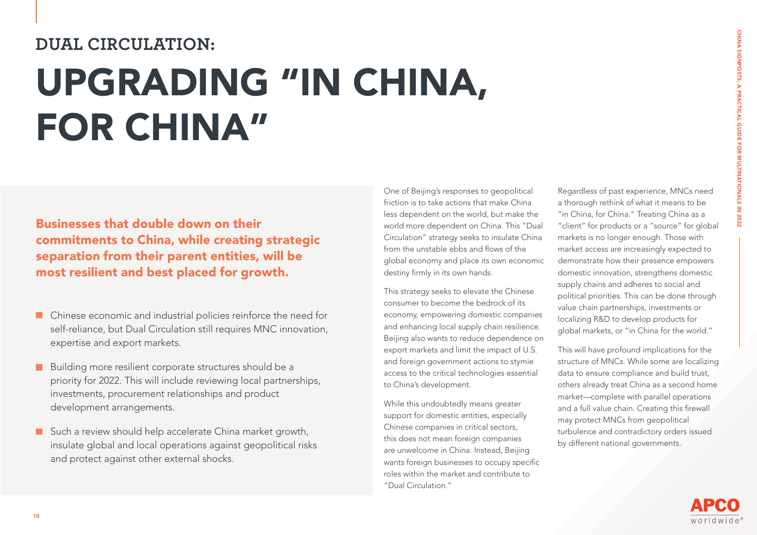## DUAL CIRCULATION:

# UPGRADING "IN CHINA, FOR CHINA"

**Businesses that double down on their commitments to China, while creating strategic separation from their parent entities, will be most resilient and best placed for growth.**

- Chinese economic and industrial policies reinforce the need for self-reliance, but Dual Circulation still requires MNC innovation, expertise and export markets.
- Building more resilient corporate structures should be a priority for 2022. This will include reviewing local partnerships, investments, procurement relationships and product development arrangements.
- Such a review should help accelerate China market growth, insulate global and local operations against geopolitical risks and protect against other external shocks.

One of Beijing's responses to geopolitical friction is to take actions that make China less dependent on the world, but make the world more dependent on China. This "Dual Circulation" strategy seeks to insulate China from the unstable ebbs and flows of the global economy and place its own economic destiny firmly in its own hands.

This strategy seeks to elevate the Chinese consumer to become the bedrock of its economy, empowering domestic companies and enhancing local supply chain resilience. Beijing also wants to reduce dependence on export markets and limit the impact of U.S. and foreign government actions to stymie access to the critical technologies essential to China's development.

While this undoubtedly means greater support for domestic entities, especially Chinese companies in critical sectors, this does not mean foreign companies are unwelcome in China. Instead, Beijing wants foreign businesses to occupy specific roles within the market and contribute to "Dual Circulation."

Regardless of past experience, MNCs need a thorough rethink of what it means to be "in China, for China." Treating China as a "client" for products or a "source" for global markets is no longer enough. Those with market access are increasingly expected to demonstrate how their presence empowers domestic innovation, strengthens domestic supply chains and adheres to social and political priorities. This can be done through value chain partnerships, investments or localizing R&D to develop products for global markets, or "in China for the world."

This will have profound implications for the structure of MNCs. While some are localizing data to ensure compliance and build trust, others already treat China as a second home market—complete with parallel operations and a full value chain. Creating this firewall may protect MNCs from geopolitical turbulence and contradictory orders issued by different national governments.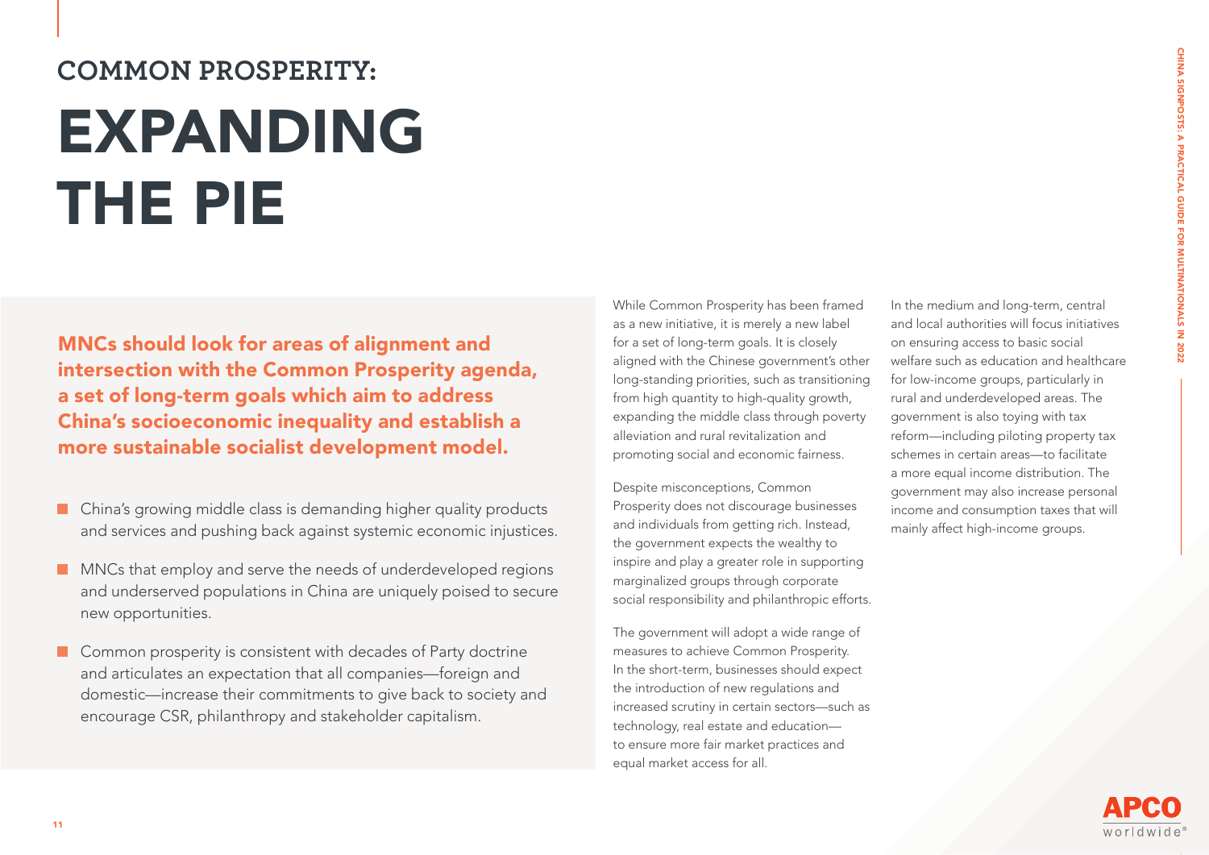# COMMON PROSPERITY:

# EXPANDING THE PIE

**MNCs should look for areas of alignment and intersection with the Common Prosperity agenda, a set of long-term goals which aim to address China's socioeconomic inequality and establish a more sustainable socialist development model.**

- China's growing middle class is demanding higher quality products and services and pushing back against systemic economic injustices.
- MNCs that employ and serve the needs of underdeveloped regions and underserved populations in China are uniquely poised to secure new opportunities.
- Common prosperity is consistent with decades of Party doctrine and articulates an expectation that all companies—foreign and domestic—increase their commitments to give back to society and encourage CSR, philanthropy and stakeholder capitalism.

While Common Prosperity has been framed as a new initiative, it is merely a new label for a set of long-term goals. It is closely aligned with the Chinese government's other long-standing priorities, such as transitioning from high quantity to high-quality growth, expanding the middle class through poverty alleviation and rural revitalization and promoting social and economic fairness.

Despite misconceptions, Common Prosperity does not discourage businesses and individuals from getting rich. Instead, the government expects the wealthy to inspire and play a greater role in supporting marginalized groups through corporate social responsibility and philanthropic efforts.

The government will adopt a wide range of measures to achieve Common Prosperity. In the short-term, businesses should expect the introduction of new regulations and increased scrutiny in certain sectors—such as technology, real estate and education—to ensure more fair market practices and equal market access for all.

In the medium and long-term, central and local authorities will focus initiatives on ensuring access to basic social welfare such as education and healthcare for low-income groups, particularly in rural and underdeveloped areas. The government is also toying with tax reform—including piloting property tax schemes in certain areas—to facilitate a more equal income distribution. The government may also increase personal income and consumption taxes that will mainly affect high-income groups.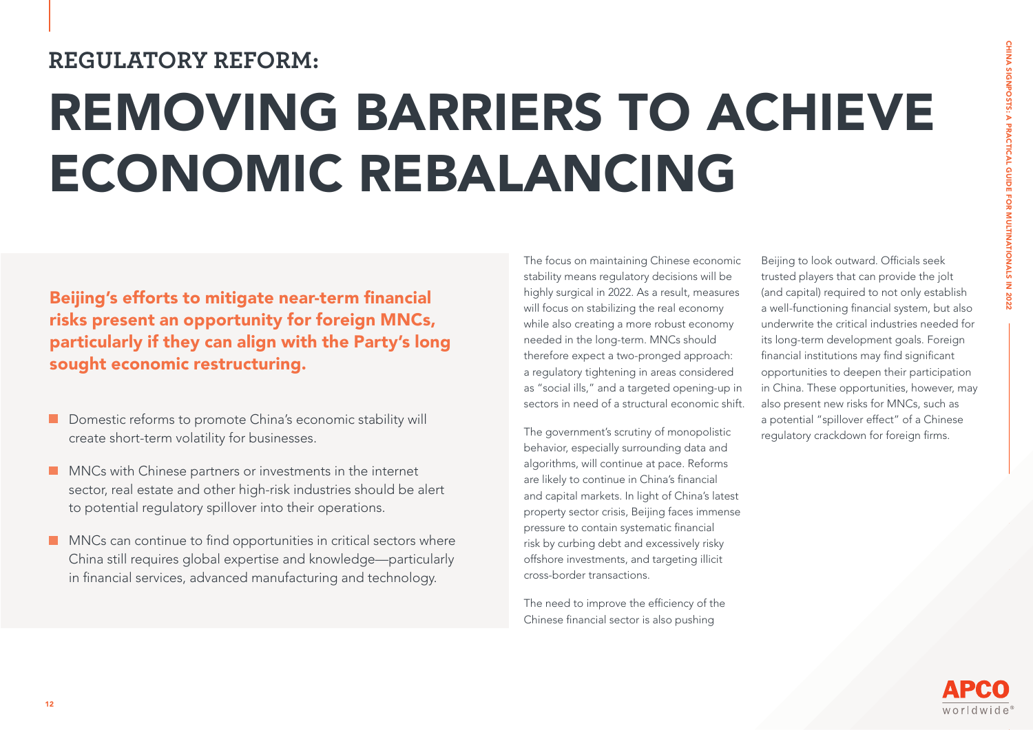## REGULATORY REFORM:

# REMOVING BARRIERS TO ACHIEVE ECONOMIC REBALANCING

**Beijing's efforts to mitigate near-term financial risks present an opportunity for foreign MNCs, particularly if they can align with the Party's long sought economic restructuring.**

- Domestic reforms to promote China's economic stability will create short-term volatility for businesses.
- MNCs with Chinese partners or investments in the internet sector, real estate and other high-risk industries should be alert to potential regulatory spillover into their operations.
- MNCs can continue to find opportunities in critical sectors where China still requires global expertise and knowledge—particularly in financial services, advanced manufacturing and technology.

The focus on maintaining Chinese economic stability means regulatory decisions will be highly surgical in 2022. As a result, measures will focus on stabilizing the real economy while also creating a more robust economy needed in the long-term. MNCs should therefore expect a two-pronged approach: a regulatory tightening in areas considered as "social ills," and a targeted opening-up in sectors in need of a structural economic shift.

The government's scrutiny of monopolistic behavior, especially surrounding data and algorithms, will continue at pace. Reforms are likely to continue in China's financial and capital markets. In light of China's latest property sector crisis, Beijing faces immense pressure to contain systematic financial risk by curbing debt and excessively risky offshore investments, and targeting illicit cross-border transactions.

The need to improve the efficiency of the Chinese financial sector is also pushing Beijing to look outward. Officials seek trusted players that can provide the jolt (and capital) required to not only establish a well-functioning financial system, but also underwrite the critical industries needed for its long-term development goals. Foreign financial institutions may find significant opportunities to deepen their participation in China. These opportunities, however, may also present new risks for MNCs, such as a potential "spillover effect" of a Chinese regulatory crackdown for foreign firms.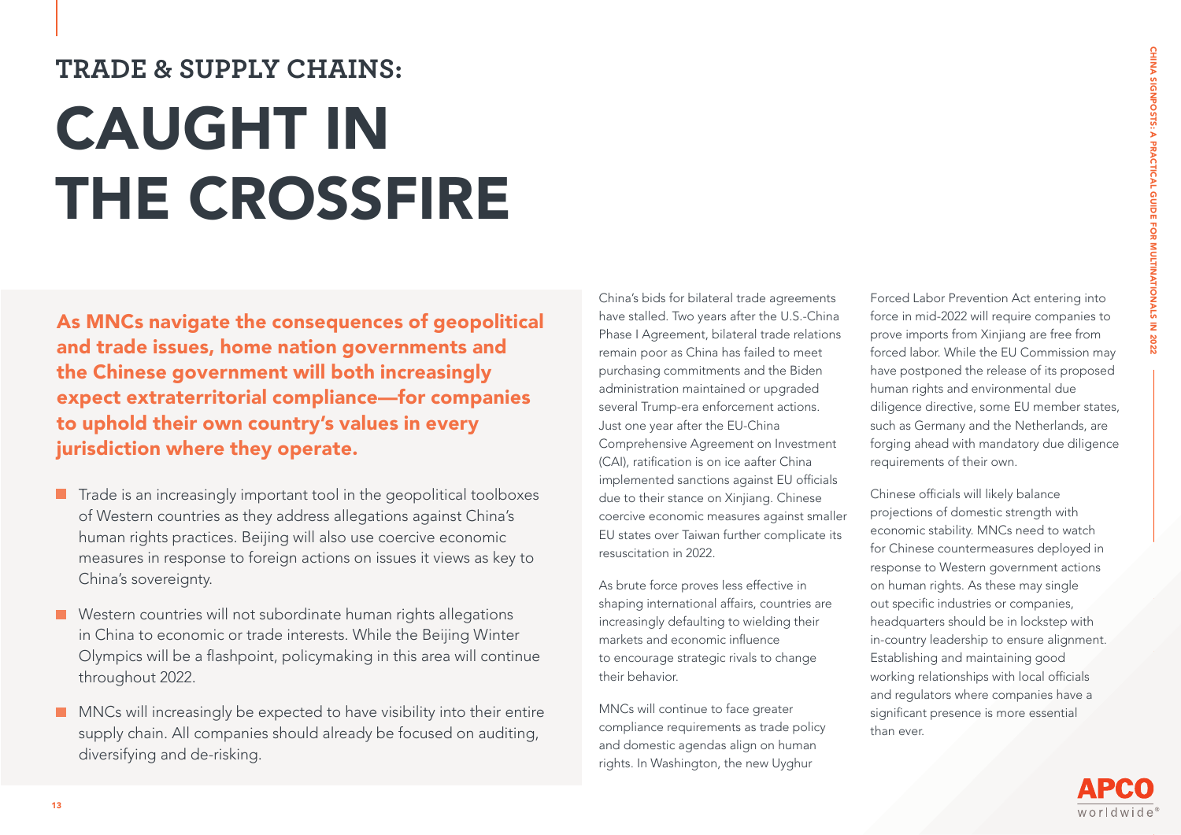## TRADE & SUPPLY CHAINS:

# CAUGHT IN THE CROSSFIRE

**As MNCs navigate the consequences of geopolitical and trade issues, home nation governments and the Chinese government will both increasingly expect extraterritorial compliance—for companies to uphold their own country's values in every jurisdiction where they operate.**

- Trade is an increasingly important tool in the geopolitical toolboxes of Western countries as they address allegations against China's human rights practices. Beijing will also use coercive economic measures in response to foreign actions on issues it views as key to China's sovereignty.
- Western countries will not subordinate human rights allegations in China to economic or trade interests. While the Beijing Winter Olympics will be a flashpoint, policymaking in this area will continue throughout 2022.
- MNCs will increasingly be expected to have visibility into their entire supply chain. All companies should already be focused on auditing, diversifying and de-risking.

China's bids for bilateral trade agreements have stalled. Two years after the U.S.-China Phase I Agreement, bilateral trade relations remain poor as China has failed to meet purchasing commitments and the Biden administration maintained or upgraded several Trump-era enforcement actions. Just one year after the EU-China Comprehensive Agreement on Investment (CAI), ratification is on ice aafter China implemented sanctions against EU officials due to their stance on Xinjiang. Chinese coercive economic measures against smaller EU states over Taiwan further complicate its resuscitation in 2022.

As brute force proves less effective in shaping international affairs, countries are increasingly defaulting to wielding their markets and economic influence to encourage strategic rivals to change their behavior.

MNCs will continue to face greater compliance requirements as trade policy and domestic agendas align on human rights. In Washington, the new Uyghur Forced Labor Prevention Act entering into force in mid-2022 will require companies to prove imports from Xinjiang are free from forced labor. While the EU Commission may have postponed the release of its proposed human rights and environmental due diligence directive, some EU member states, such as Germany and the Netherlands, are forging ahead with mandatory due diligence requirements of their own.

Chinese officials will likely balance projections of domestic strength with economic stability. MNCs need to watch for Chinese countermeasures deployed in response to Western government actions on human rights. As these may single out specific industries or companies, headquarters should be in lockstep with in-country leadership to ensure alignment. Establishing and maintaining good working relationships with local officials and regulators where companies have a significant presence is more essential than ever.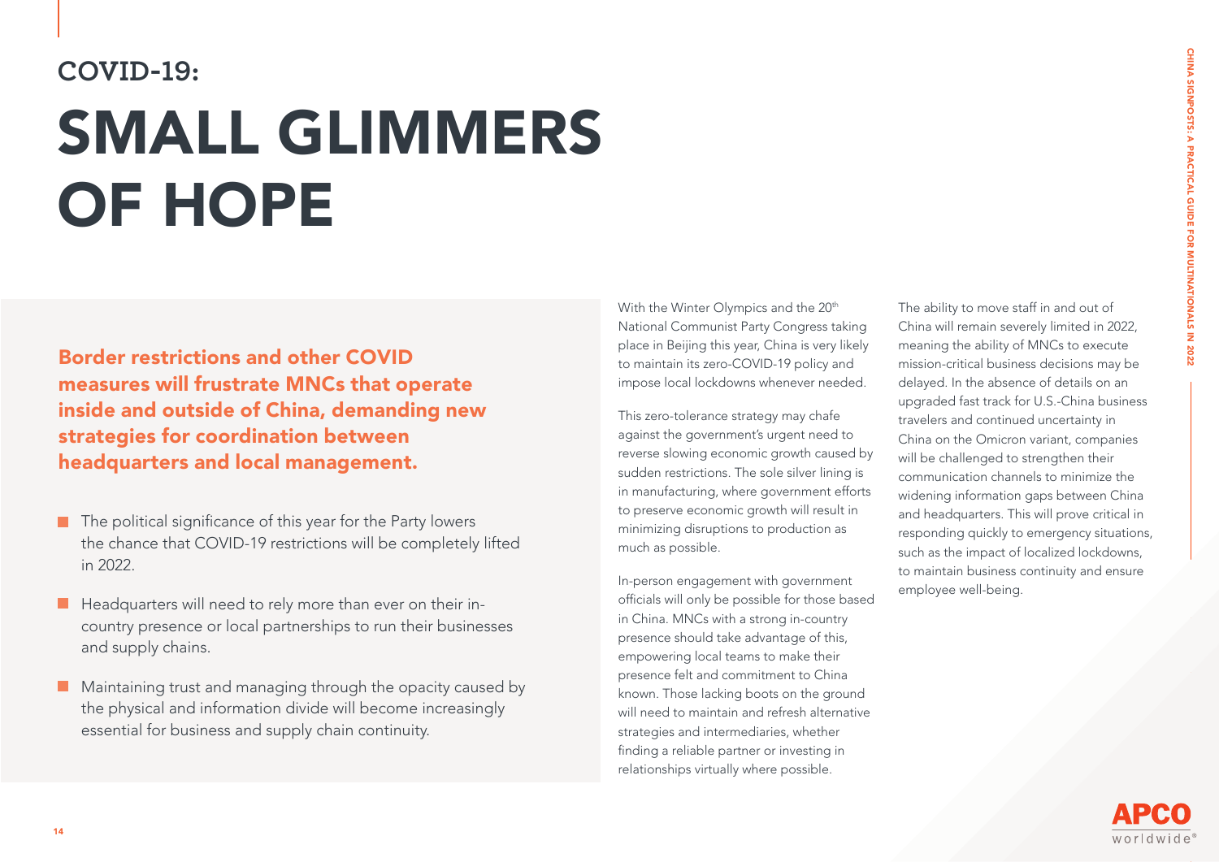## COVID-19:

# SMALL GLIMMERS OF HOPE

**Border restrictions and other COVID measures will frustrate MNCs that operate inside and outside of China, demanding new strategies for coordination between headquarters and local management.**

- The political significance of this year for the Party lowers the chance that COVID-19 restrictions will be completely lifted in 2022.
- Headquarters will need to rely more than ever on their in-country presence or local partnerships to run their businesses and supply chains.
- Maintaining trust and managing through the opacity caused by the physical and information divide will become increasingly essential for business and supply chain continuity.

With the Winter Olympics and the 20th National Communist Party Congress taking place in Beijing this year, China is very likely to maintain its zero-COVID-19 policy and impose local lockdowns whenever needed.

This zero-tolerance strategy may chafe against the government's urgent need to reverse slowing economic growth caused by sudden restrictions. The sole silver lining is in manufacturing, where government efforts to preserve economic growth will result in minimizing disruptions to production as much as possible.

In-person engagement with government officials will only be possible for those based in China. MNCs with a strong in-country presence should take advantage of this, empowering local teams to make their presence felt and commitment to China known. Those lacking boots on the ground will need to maintain and refresh alternative strategies and intermediaries, whether finding a reliable partner or investing in relationships virtually where possible.

The ability to move staff in and out of China will remain severely limited in 2022, meaning the ability of MNCs to execute mission-critical business decisions may be delayed. In the absence of details on an upgraded fast track for U.S.-China business travelers and continued uncertainty in China on the Omicron variant, companies will be challenged to strengthen their communication channels to minimize the widening information gaps between China and headquarters. This will prove critical in responding quickly to emergency situations, such as the impact of localized lockdowns, to maintain business continuity and ensure employee well-being.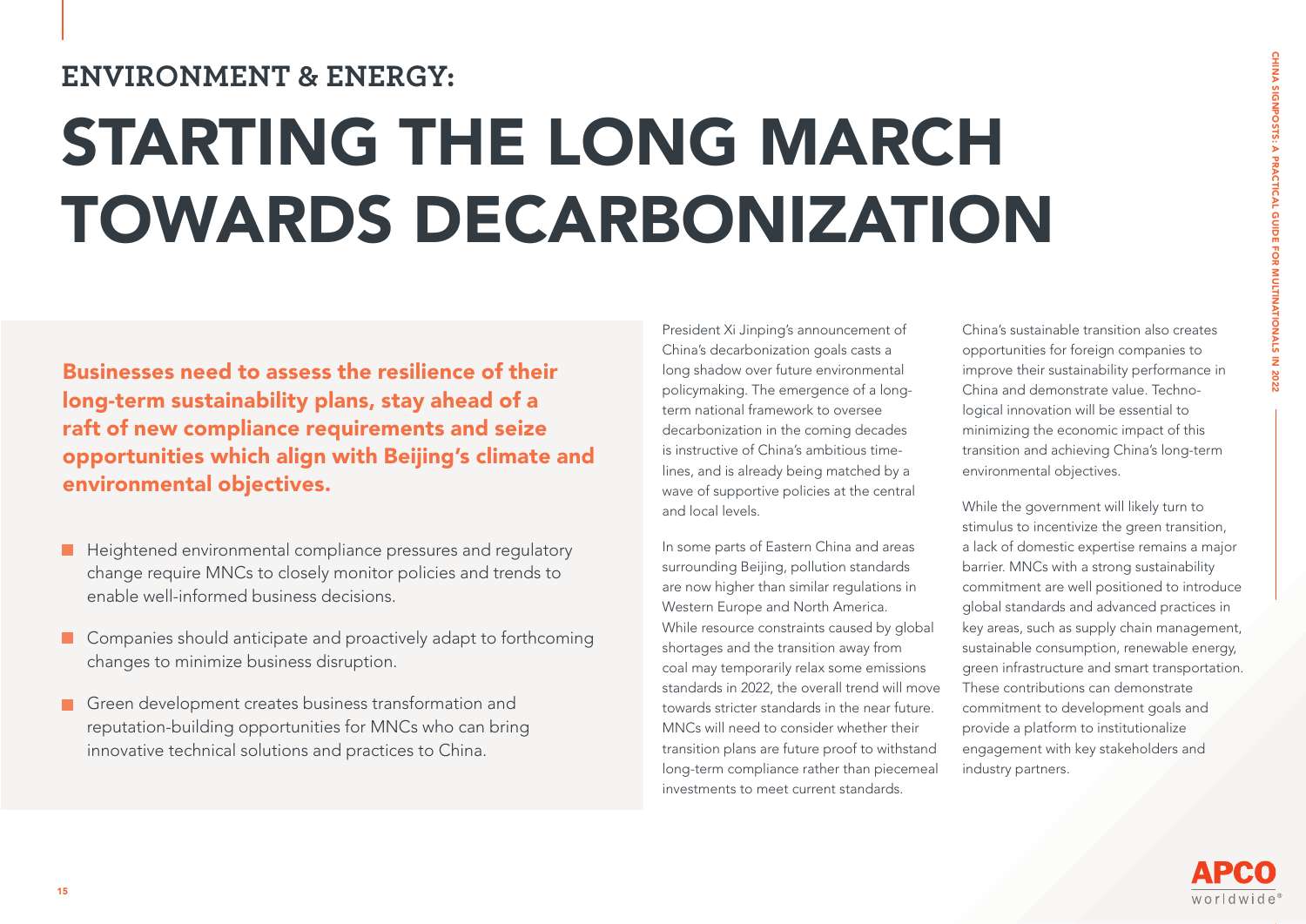## ENVIRONMENT & ENERGY:

# STARTING THE LONG MARCH TOWARDS DECARBONIZATION

**Businesses need to assess the resilience of their long-term sustainability plans, stay ahead of a raft of new compliance requirements and seize opportunities which align with Beijing's climate and environmental objectives.**

- Heightened environmental compliance pressures and regulatory change require MNCs to closely monitor policies and trends to enable well-informed business decisions.
- Companies should anticipate and proactively adapt to forthcoming changes to minimize business disruption.
- Green development creates business transformation and reputation-building opportunities for MNCs who can bring innovative technical solutions and practices to China.

President Xi Jinping's announcement of China's decarbonization goals casts a long shadow over future environmental policymaking. The emergence of a long-term national framework to oversee decarbonization in the coming decades is instructive of China's ambitious timelines, and is already being matched by a wave of supportive policies at the central and local levels.

In some parts of Eastern China and areas surrounding Beijing, pollution standards are now higher than similar regulations in Western Europe and North America. While resource constraints caused by global shortages and the transition away from coal may temporarily relax some emissions standards in 2022, the overall trend will move towards stricter standards in the near future. MNCs will need to consider whether their transition plans are future proof to withstand long-term compliance rather than piecemeal investments to meet current standards.

China's sustainable transition also creates opportunities for foreign companies to improve their sustainability performance in China and demonstrate value. Technological innovation will be essential to minimizing the economic impact of this transition and achieving China's long-term environmental objectives.

While the government will likely turn to stimulus to incentivize the green transition, a lack of domestic expertise remains a major barrier. MNCs with a strong sustainability commitment are well positioned to introduce global standards and advanced practices in key areas, such as supply chain management, sustainable consumption, renewable energy, green infrastructure and smart transportation. These contributions can demonstrate commitment to development goals and provide a platform to institutionalize engagement with key stakeholders and industry partners.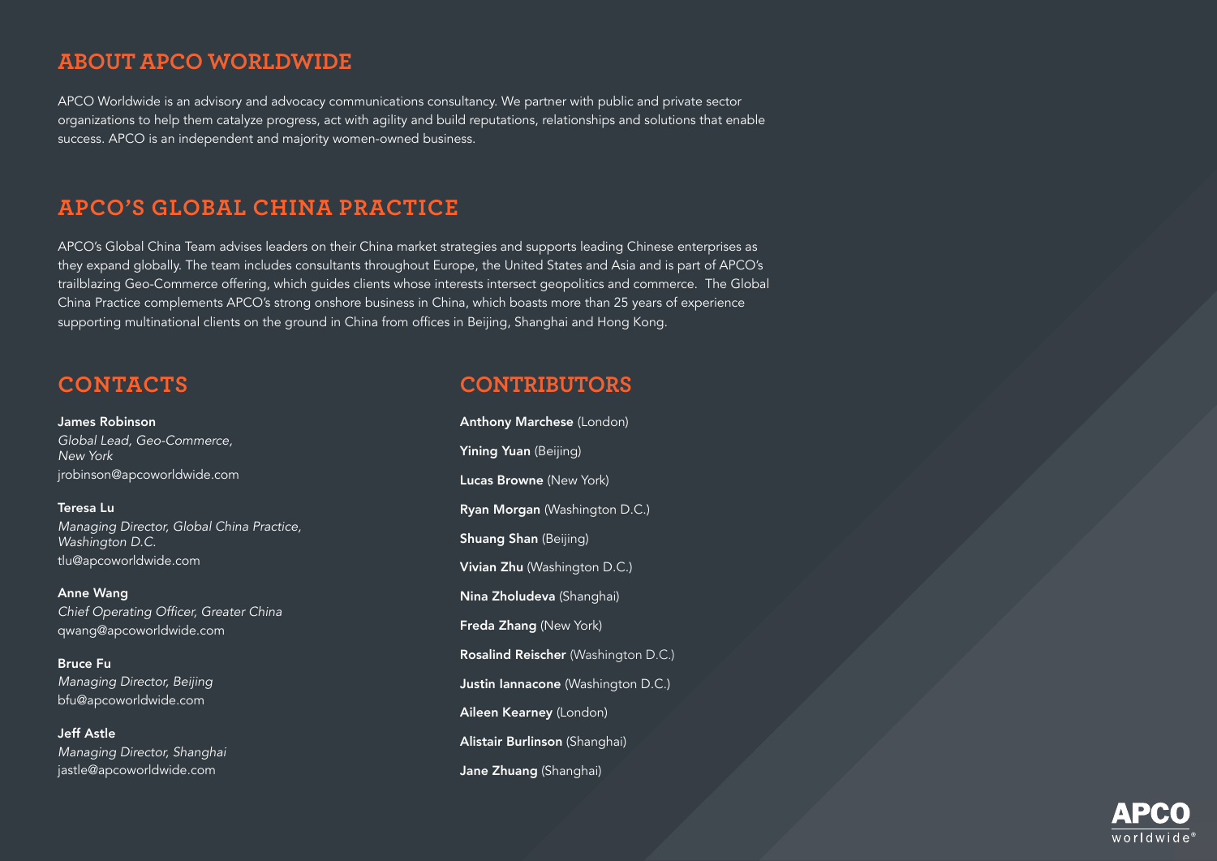## ABOUT APCO WORLDWIDE

APCO Worldwide is an advisory and advocacy communications consultancy. We partner with public and private sector organizations to help them catalyze progress, act with agility and build reputations, relationships and solutions that enable success. APCO is an independent and majority women-owned business.

## APCO'S GLOBAL CHINA PRACTICE

APCO's Global China Team advises leaders on their China market strategies and supports leading Chinese enterprises as they expand globally. The team includes consultants throughout Europe, the United States and Asia and is part of APCO's trailblazing Geo-Commerce offering, which guides clients whose interests intersect geopolitics and commerce. The Global China Practice complements APCO's strong onshore business in China, which boasts more than 25 years of experience supporting multinational clients on the ground in China from offices in Beijing, Shanghai and Hong Kong.

## CONTACTS

**James Robinson**
*Global Lead, Geo-Commerce, New York*
jrobinson@apcoworldwide.com

**Teresa Lu**
*Managing Director, Global China Practice, Washington D.C.*
tlu@apcoworldwide.com

**Anne Wang**
*Chief Operating Officer, Greater China*
qwang@apcoworldwide.com

**Bruce Fu**
*Managing Director, Beijing*
bfu@apcoworldwide.com

**Jeff Astle**
*Managing Director, Shanghai*
jastle@apcoworldwide.com

## CONTRIBUTORS

**Anthony Marchese** (London)

**Yining Yuan** (Beijing)

**Lucas Browne** (New York)

**Ryan Morgan** (Washington D.C.)

**Shuang Shan** (Beijing)

**Vivian Zhu** (Washington D.C.)

**Nina Zholudeva** (Shanghai)

**Freda Zhang** (New York)

**Rosalind Reischer** (Washington D.C.)

**Justin Iannacone** (Washington D.C.)

**Aileen Kearney** (London)

**Alistair Burlinson** (Shanghai)

**Jane Zhuang** (Shanghai)

APCO worldwide®